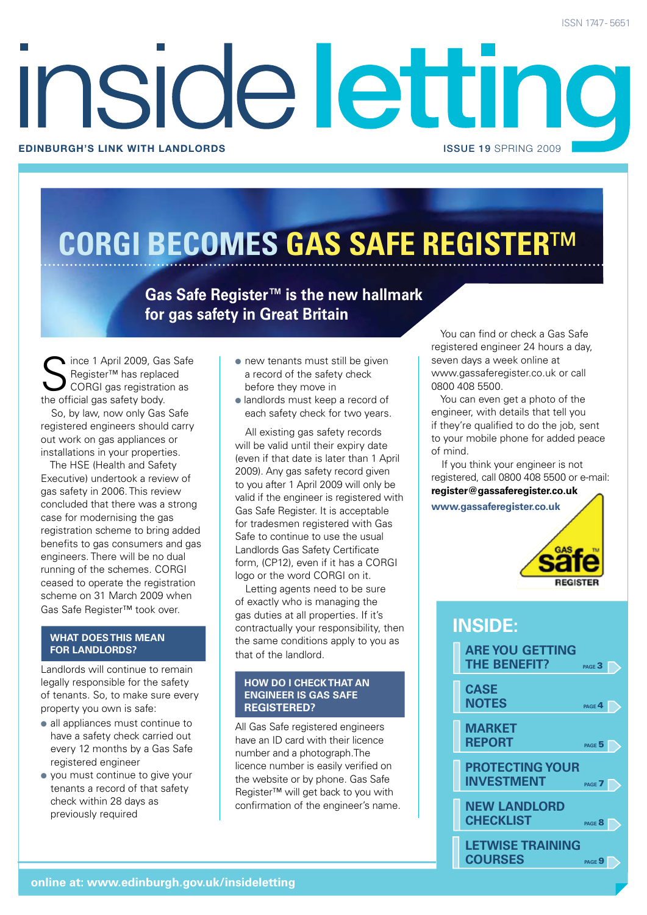ISSN 1747-5651

# inside letting

EDINBURGH'S LINK WITH LANDLORDS

ISSUE 19 SPRING 2009

# CORGI BECOMES GAS SAFE REGISTER™

## Gas Safe Register™ is the new hallmark for gas safety in Great Britain

Since 1 April 2009, Gas Safe Register™ has replaced CORGI gas registration as the official gas safety body.

So, by law, now only Gas Safe registered engineers should carry out work on gas appliances or installations in your properties.

The HSE (Health and Safety Executive) undertook a review of gas safety in 2006. This review concluded that there was a strong case for modernising the gas registration scheme to bring added benefits to gas consumers and gas engineers. There will be no dual running of the schemes. CORGI ceased to operate the registration scheme on 31 March 2009 when Gas Safe Register™ took over.

### WHAT DOES THIS MEAN FOR LANDLORDS?

Landlords will continue to remain legally responsible for the safety of tenants. So, to make sure every property you own is safe:

- all appliances must continue to have a safety check carried out every 12 months by a Gas Safe registered engineer
- you must continue to give your tenants a record of that safety check within 28 days as previously required
- new tenants must still be given a record of the safety check before they move in
- landlords must keep a record of each safety check for two years.

All existing gas safety records will be valid until their expiry date (even if that date is later than 1 April 2009). Any gas safety record given to you after 1 April 2009 will only be valid if the engineer is registered with Gas Safe Register. It is acceptable for tradesmen registered with Gas Safe to continue to use the usual Landlords Gas Safety Certificate form, (CP12), even if it has a CORGI logo or the word CORGI on it.

Letting agents need to be sure of exactly who is managing the gas duties at all properties. If it's contractually your responsibility, then the same conditions apply to you as that of the landlord.

### HOW DO I CHECK THAT AN ENGINEER IS GAS SAFE REGISTERED?

All Gas Safe registered engineers have an ID card with their licence number and a photograph. The licence number is easily verified on the website or by phone. Gas Safe Register™ will get back to you with confirmation of the engineer's name.

You can find or check a Gas Safe registered engineer 24 hours a day, seven days a week online at www.gassaferegister.co.uk or call 0800 408 5500.

You can even get a photo of the engineer, with details that tell you if they're qualified to do the job, sent to your mobile phone for added peace of mind.

If you think your engineer is not registered, call 0800 408 5500 or e-mail: **register@gassaferegister.co.uk**

**www.gassaferegister.co.uk**

GAS safe REGISTER

## INSIDE:

- ARE YOU GETTING THE BENEFIT? PAGE 3
- CASE NOTES PAGE 4
- MARKET REPORT PAGE 5
- PROTECTING YOUR INVESTMENT PAGE 7
- NEW LANDLORD CHECKLIST PAGE 8
- LETWISE TRAINING COURSES PAGE 9

online at: www.edinburgh.gov.uk/insideletting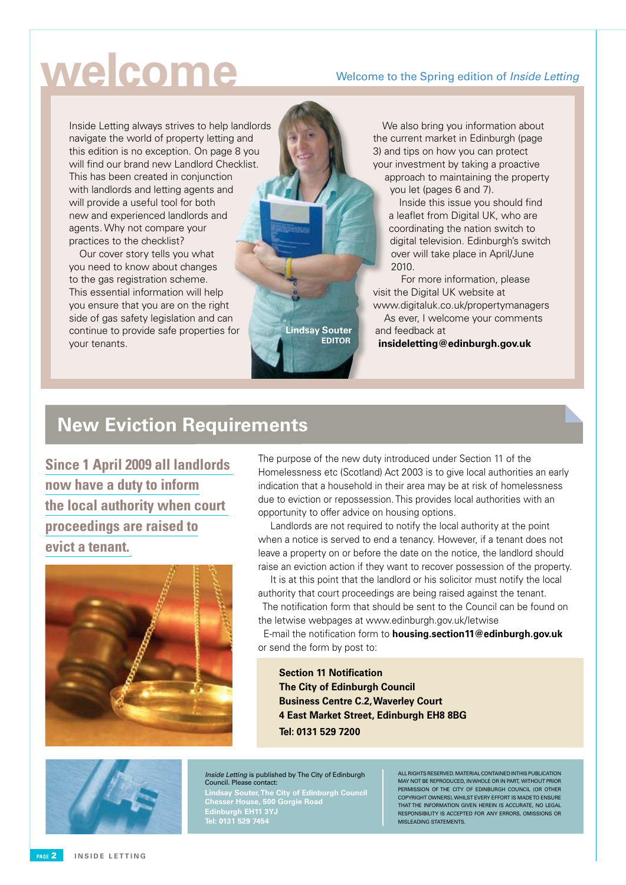# welcome

Welcome to the Spring edition of *Inside Letting*

Inside Letting always strives to help landlords navigate the world of property letting and this edition is no exception. On page 8 you will find our brand new Landlord Checklist. This has been created in conjunction with landlords and letting agents and will provide a useful tool for both new and experienced landlords and agents. Why not compare your practices to the checklist?

Our cover story tells you what you need to know about changes to the gas registration scheme. This essential information will help you ensure that you are on the right side of gas safety legislation and can continue to provide safe properties for your tenants.

Lindsay Souter
EDITOR

We also bring you information about the current market in Edinburgh (page 3) and tips on how you can protect your investment by taking a proactive approach to maintaining the property you let (pages 6 and 7).

Inside this issue you should find a leaflet from Digital UK, who are coordinating the nation switch to digital television. Edinburgh's switch over will take place in April/June 2010.

For more information, please visit the Digital UK website at www.digitaluk.co.uk/propertymanagers

As ever, I welcome your comments and feedback at **insideletting@edinburgh.gov.uk**

## New Eviction Requirements

**Since 1 April 2009 all landlords now have a duty to inform the local authority when court proceedings are raised to evict a tenant.**

The purpose of the new duty introduced under Section 11 of the Homelessness etc (Scotland) Act 2003 is to give local authorities an early indication that a household in their area may be at risk of homelessness due to eviction or repossession. This provides local authorities with an opportunity to offer advice on housing options.

Landlords are not required to notify the local authority at the point when a notice is served to end a tenancy. However, if a tenant does not leave a property on or before the date on the notice, the landlord should raise an eviction action if they want to recover possession of the property.

It is at this point that the landlord or his solicitor must notify the local authority that court proceedings are being raised against the tenant.

The notification form that should be sent to the Council can be found on the letwise webpages at www.edinburgh.gov.uk/letwise

E-mail the notification form to **housing.section11@edinburgh.gov.uk** or send the form by post to:

**Section 11 Notification**
**The City of Edinburgh Council**
**Business Centre C.2, Waverley Court**
**4 East Market Street, Edinburgh EH8 8BG**
**Tel: 0131 529 7200**

*Inside Letting* is published by The City of Edinburgh Council. Please contact:
**Lindsay Souter, The City of Edinburgh Council**
**Chesser House, 500 Gorgie Road**
**Edinburgh EH11 3YJ**
**Tel: 0131 529 7454**

ALL RIGHTS RESERVED. MATERIAL CONTAINED IN THIS PUBLICATION MAY NOT BE REPRODUCED, IN WHOLE OR IN PART, WITHOUT PRIOR PERMISSION OF THE CITY OF EDINBURGH COUNCIL (OR OTHER COPYRIGHT OWNERS). WHILST EVERY EFFORT IS MADE TO ENSURE THAT THE INFORMATION GIVEN HEREIN IS ACCURATE, NO LEGAL RESPONSIBILITY IS ACCEPTED FOR ANY ERRORS, OMISSIONS OR MISLEADING STATEMENTS.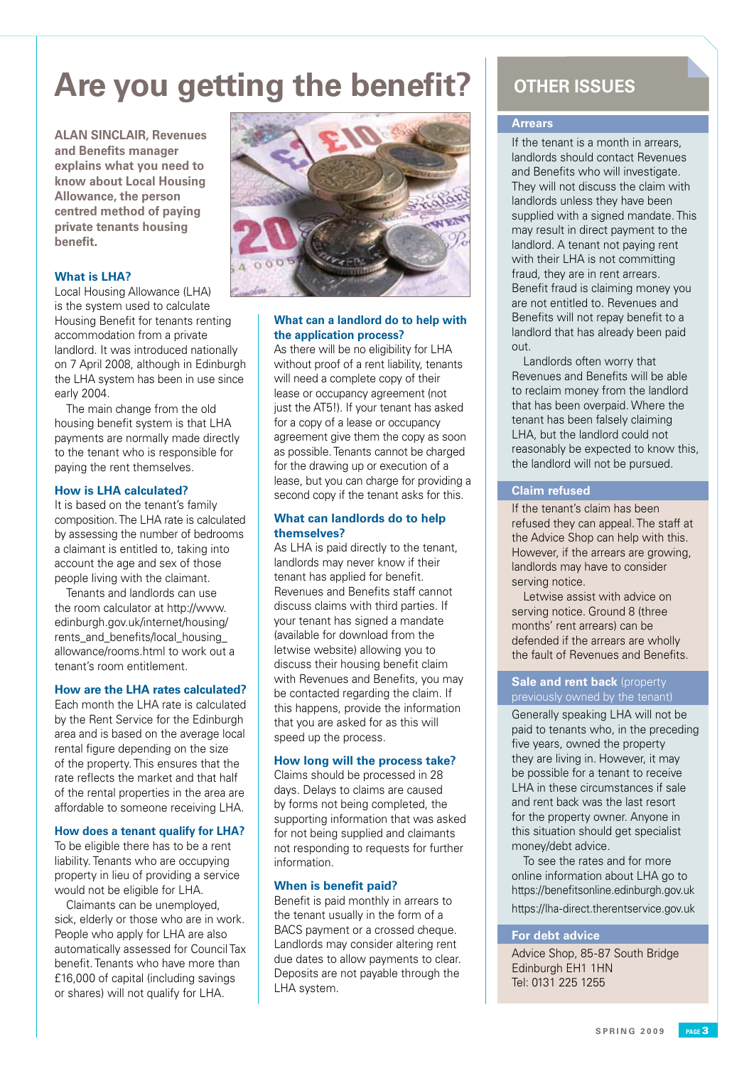# Are you getting the benefit?

**ALAN SINCLAIR, Revenues and Benefits manager explains what you need to know about Local Housing Allowance, the person centred method of paying private tenants housing benefit.**

### What is LHA?

Local Housing Allowance (LHA) is the system used to calculate Housing Benefit for tenants renting accommodation from a private landlord. It was introduced nationally on 7 April 2008, although in Edinburgh the LHA system has been in use since early 2004.

The main change from the old housing benefit system is that LHA payments are normally made directly to the tenant who is responsible for paying the rent themselves.

### How is LHA calculated?

It is based on the tenant's family composition. The LHA rate is calculated by assessing the number of bedrooms a claimant is entitled to, taking into account the age and sex of those people living with the claimant.

Tenants and landlords can use the room calculator at http://www.edinburgh.gov.uk/internet/housing/rents_and_benefits/local_housing_allowance/rooms.html to work out a tenant's room entitlement.

### How are the LHA rates calculated?

Each month the LHA rate is calculated by the Rent Service for the Edinburgh area and is based on the average local rental figure depending on the size of the property. This ensures that the rate reflects the market and that half of the rental properties in the area are affordable to someone receiving LHA.

### How does a tenant qualify for LHA?

To be eligible there has to be a rent liability. Tenants who are occupying property in lieu of providing a service would not be eligible for LHA.

Claimants can be unemployed, sick, elderly or those who are in work. People who apply for LHA are also automatically assessed for Council Tax benefit. Tenants who have more than £16,000 of capital (including savings or shares) will not qualify for LHA.

### What can a landlord do to help with the application process?

As there will be no eligibility for LHA without proof of a rent liability, tenants will need a complete copy of their lease or occupancy agreement (not just the AT5!). If your tenant has asked for a copy of a lease or occupancy agreement give them the copy as soon as possible. Tenants cannot be charged for the drawing up or execution of a lease, but you can charge for providing a second copy if the tenant asks for this.

### What can landlords do to help themselves?

As LHA is paid directly to the tenant, landlords may never know if their tenant has applied for benefit. Revenues and Benefits staff cannot discuss claims with third parties. If your tenant has signed a mandate (available for download from the letwise website) allowing you to discuss their housing benefit claim with Revenues and Benefits, you may be contacted regarding the claim. If this happens, provide the information that you are asked for as this will speed up the process.

### How long will the process take?

Claims should be processed in 28 days. Delays to claims are caused by forms not being completed, the supporting information that was asked for not being supplied and claimants not responding to requests for further information.

### When is benefit paid?

Benefit is paid monthly in arrears to the tenant usually in the form of a BACS payment or a crossed cheque. Landlords may consider altering rent due dates to allow payments to clear. Deposits are not payable through the LHA system.

## OTHER ISSUES

### Arrears

If the tenant is a month in arrears, landlords should contact Revenues and Benefits who will investigate. They will not discuss the claim with landlords unless they have been supplied with a signed mandate. This may result in direct payment to the landlord. A tenant not paying rent with their LHA is not committing fraud, they are in rent arrears. Benefit fraud is claiming money you are not entitled to. Revenues and Benefits will not repay benefit to a landlord that has already been paid out.

Landlords often worry that Revenues and Benefits will be able to reclaim money from the landlord that has been overpaid. Where the tenant has been falsely claiming LHA, but the landlord could not reasonably be expected to know this, the landlord will not be pursued.

### Claim refused

If the tenant's claim has been refused they can appeal. The staff at the Advice Shop can help with this. However, if the arrears are growing, landlords may have to consider serving notice.

Letwise assist with advice on serving notice. Ground 8 (three months' rent arrears) can be defended if the arrears are wholly the fault of Revenues and Benefits.

### Sale and rent back (property previously owned by the tenant)

Generally speaking LHA will not be paid to tenants who, in the preceding five years, owned the property they are living in. However, it may be possible for a tenant to receive LHA in these circumstances if sale and rent back was the last resort for the property owner. Anyone in this situation should get specialist money/debt advice.

To see the rates and for more online information about LHA go to https://benefitsonline.edinburgh.gov.uk https://lha-direct.therentservice.gov.uk

### For debt advice

Advice Shop, 85-87 South Bridge
Edinburgh EH1 1HN
Tel: 0131 225 1255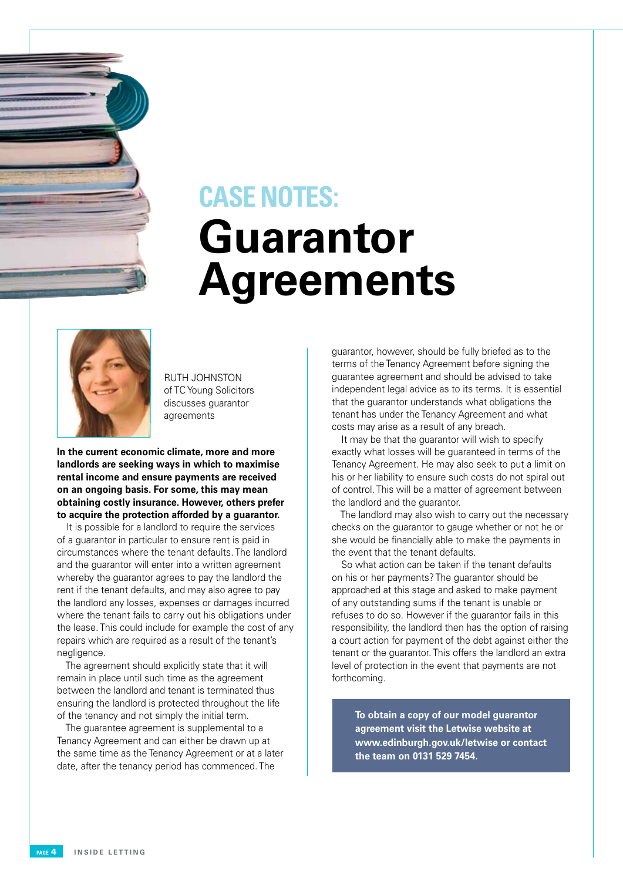## CASE NOTES:

# Guarantor Agreements

RUTH JOHNSTON of TC Young Solicitors discusses guarantor agreements

**In the current economic climate, more and more landlords are seeking ways in which to maximise rental income and ensure payments are received on an ongoing basis. For some, this may mean obtaining costly insurance. However, others prefer to acquire the protection afforded by a guarantor.**

It is possible for a landlord to require the services of a guarantor in particular to ensure rent is paid in circumstances where the tenant defaults. The landlord and the guarantor will enter into a written agreement whereby the guarantor agrees to pay the landlord the rent if the tenant defaults, and may also agree to pay the landlord any losses, expenses or damages incurred where the tenant fails to carry out his obligations under the lease. This could include for example the cost of any repairs which are required as a result of the tenant's negligence.

The agreement should explicitly state that it will remain in place until such time as the agreement between the landlord and tenant is terminated thus ensuring the landlord is protected throughout the life of the tenancy and not simply the initial term.

The guarantee agreement is supplemental to a Tenancy Agreement and can either be drawn up at the same time as the Tenancy Agreement or at a later date, after the tenancy period has commenced. The guarantor, however, should be fully briefed as to the terms of the Tenancy Agreement before signing the guarantee agreement and should be advised to take independent legal advice as to its terms. It is essential that the guarantor understands what obligations the tenant has under the Tenancy Agreement and what costs may arise as a result of any breach.

It may be that the guarantor will wish to specify exactly what losses will be guaranteed in terms of the Tenancy Agreement. He may also seek to put a limit on his or her liability to ensure such costs do not spiral out of control. This will be a matter of agreement between the landlord and the guarantor.

The landlord may also wish to carry out the necessary checks on the guarantor to gauge whether or not he or she would be financially able to make the payments in the event that the tenant defaults.

So what action can be taken if the tenant defaults on his or her payments? The guarantor should be approached at this stage and asked to make payment of any outstanding sums if the tenant is unable or refuses to do so. However if the guarantor fails in this responsibility, the landlord then has the option of raising a court action for payment of the debt against either the tenant or the guarantor. This offers the landlord an extra level of protection in the event that payments are not forthcoming.

**To obtain a copy of our model guarantor agreement visit the Letwise website at www.edinburgh.gov.uk/letwise or contact the team on 0131 529 7454.**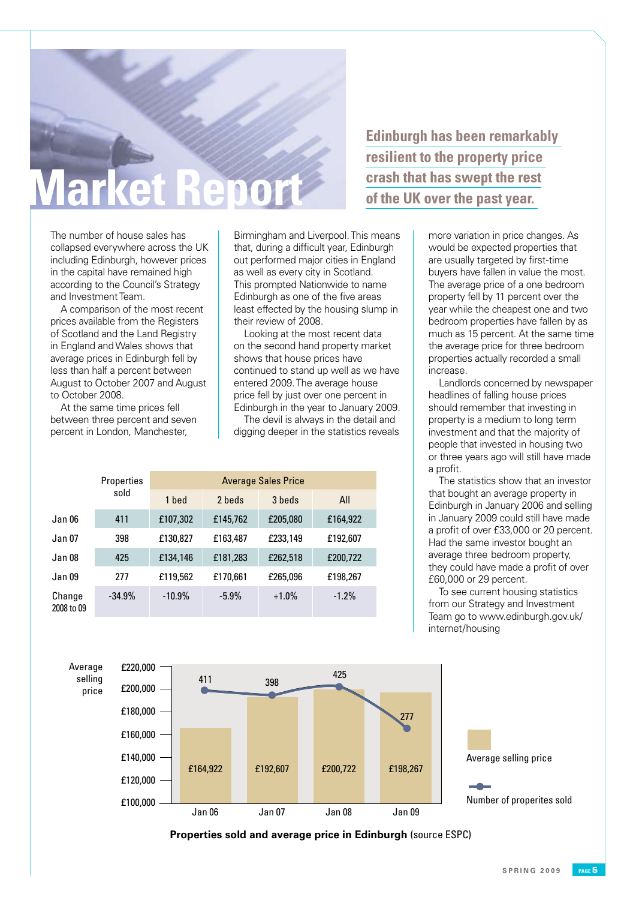# Market Report

## Edinburgh has been remarkably resilient to the property price crash that has swept the rest of the UK over the past year.

The number of house sales has collapsed everywhere across the UK including Edinburgh, however prices in the capital have remained high according to the Council's Strategy and Investment Team.

A comparison of the most recent prices available from the Registers of Scotland and the Land Registry in England and Wales shows that average prices in Edinburgh fell by less than half a percent between August to October 2007 and August to October 2008.

At the same time prices fell between three percent and seven percent in London, Manchester, Birmingham and Liverpool. This means that, during a difficult year, Edinburgh out performed major cities in England as well as every city in Scotland. This prompted Nationwide to name Edinburgh as one of the five areas least effected by the housing slump in their review of 2008.

Looking at the most recent data on the second hand property market shows that house prices have continued to stand up well as we have entered 2009. The average house price fell by just over one percent in Edinburgh in the year to January 2009.

The devil is always in the detail and digging deeper in the statistics reveals more variation in price changes. As would be expected properties that are usually targeted by first-time buyers have fallen in value the most. The average price of a one bedroom property fell by 11 percent over the year while the cheapest one and two bedroom properties have fallen by as much as 15 percent. At the same time the average price for three bedroom properties actually recorded a small increase.

Landlords concerned by newspaper headlines of falling house prices should remember that investing in property is a medium to long term investment and that the majority of people that invested in housing two or three years ago will still have made a profit.

The statistics show that an investor that bought an average property in Edinburgh in January 2006 and selling in January 2009 could still have made a profit of over £33,000 or 20 percent. Had the same investor bought an average three bedroom property, they could have made a profit of over £60,000 or 29 percent.

To see current housing statistics from our Strategy and Investment Team go to www.edinburgh.gov.uk/internet/housing

| | Properties sold | Average Sales Price | | | |
|---|---|---|---|---|---|
| | | 1 bed | 2 beds | 3 beds | All |
| Jan 06 | 411 | £107,302 | £145,762 | £205,080 | £164,922 |
| Jan 07 | 398 | £130,827 | £163,487 | £233,149 | £192,607 |
| Jan 08 | 425 | £134,146 | £181,283 | £262,518 | £200,722 |
| Jan 09 | 277 | £119,562 | £170,661 | £265,096 | £198,267 |
| Change 2008 to 09 | -34.9% | -10.9% | -5.9% | +1.0% | -1.2% |

| | Average selling price | Number of properites sold |
|---|---|---|
| Jan 06 | £164,922 | 411 |
| Jan 07 | £192,607 | 398 |
| Jan 08 | £200,722 | 425 |
| Jan 09 | £198,267 | 277 |

**Properties sold and average price in Edinburgh** (source ESPC)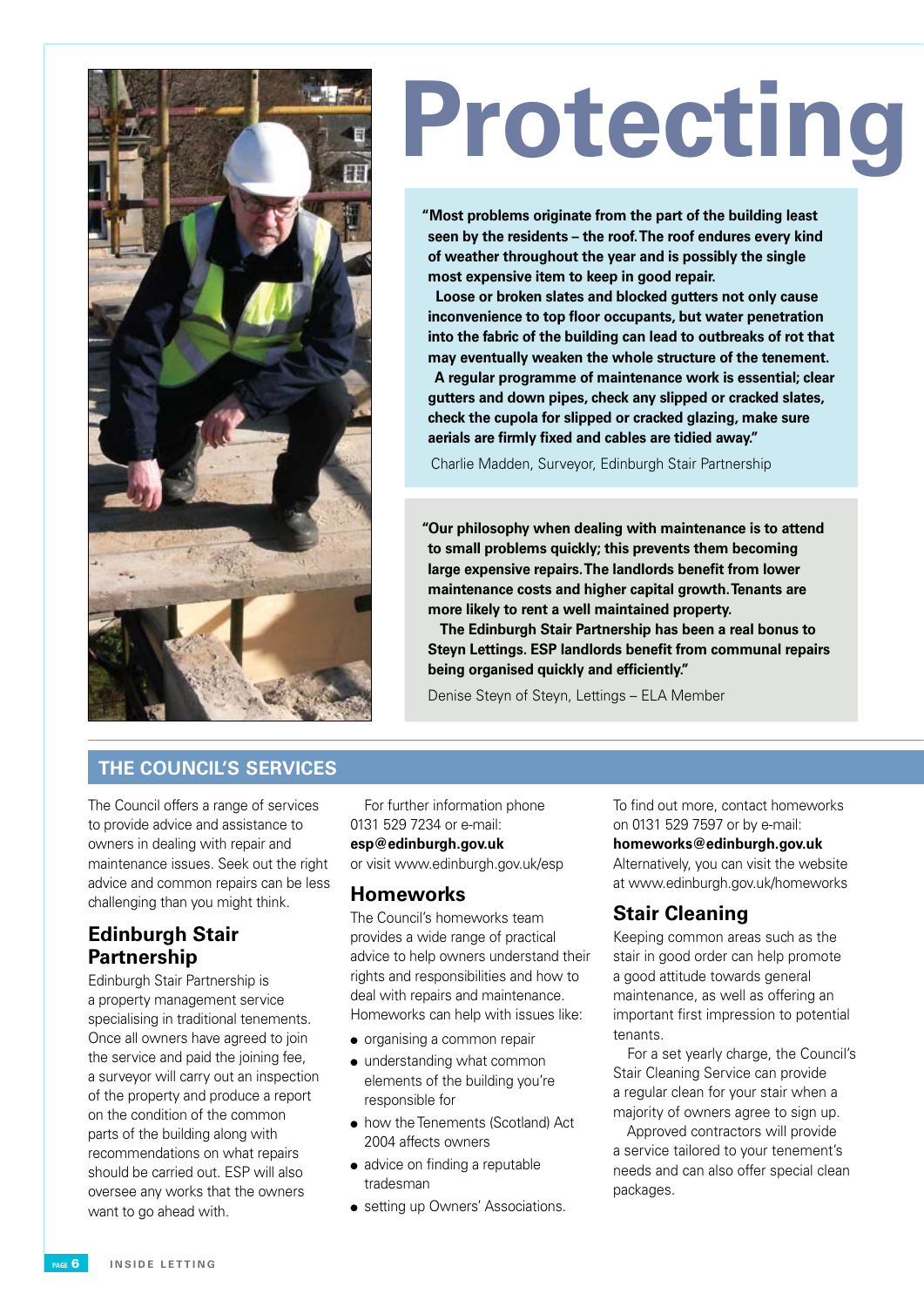# Protecting

**"Most problems originate from the part of the building least seen by the residents – the roof. The roof endures every kind of weather throughout the year and is possibly the single most expensive item to keep in good repair.**

**Loose or broken slates and blocked gutters not only cause inconvenience to top floor occupants, but water penetration into the fabric of the building can lead to outbreaks of rot that may eventually weaken the whole structure of the tenement.**

**A regular programme of maintenance work is essential; clear gutters and down pipes, check any slipped or cracked slates, check the cupola for slipped or cracked glazing, make sure aerials are firmly fixed and cables are tidied away."**

Charlie Madden, Surveyor, Edinburgh Stair Partnership

**"Our philosophy when dealing with maintenance is to attend to small problems quickly; this prevents them becoming large expensive repairs. The landlords benefit from lower maintenance costs and higher capital growth. Tenants are more likely to rent a well maintained property.**

**The Edinburgh Stair Partnership has been a real bonus to Steyn Lettings. ESP landlords benefit from communal repairs being organised quickly and efficiently."**

Denise Steyn of Steyn, Lettings – ELA Member

## THE COUNCIL'S SERVICES

The Council offers a range of services to provide advice and assistance to owners in dealing with repair and maintenance issues. Seek out the right advice and common repairs can be less challenging than you might think.

### Edinburgh Stair Partnership

Edinburgh Stair Partnership is a property management service specialising in traditional tenements. Once all owners have agreed to join the service and paid the joining fee, a surveyor will carry out an inspection of the property and produce a report on the condition of the common parts of the building along with recommendations on what repairs should be carried out. ESP will also oversee any works that the owners want to go ahead with.

For further information phone 0131 529 7234 or e-mail: **esp@edinburgh.gov.uk** or visit www.edinburgh.gov.uk/esp

### Homeworks

The Council's homeworks team provides a wide range of practical advice to help owners understand their rights and responsibilities and how to deal with repairs and maintenance. Homeworks can help with issues like:

- organising a common repair
- understanding what common elements of the building you're responsible for
- how the Tenements (Scotland) Act 2004 affects owners
- advice on finding a reputable tradesman
- setting up Owners' Associations.

To find out more, contact homeworks on 0131 529 7597 or by e-mail: **homeworks@edinburgh.gov.uk** Alternatively, you can visit the website at www.edinburgh.gov.uk/homeworks

### Stair Cleaning

Keeping common areas such as the stair in good order can help promote a good attitude towards general maintenance, as well as offering an important first impression to potential tenants.

For a set yearly charge, the Council's Stair Cleaning Service can provide a regular clean for your stair when a majority of owners agree to sign up.

Approved contractors will provide a service tailored to your tenement's needs and can also offer special clean packages.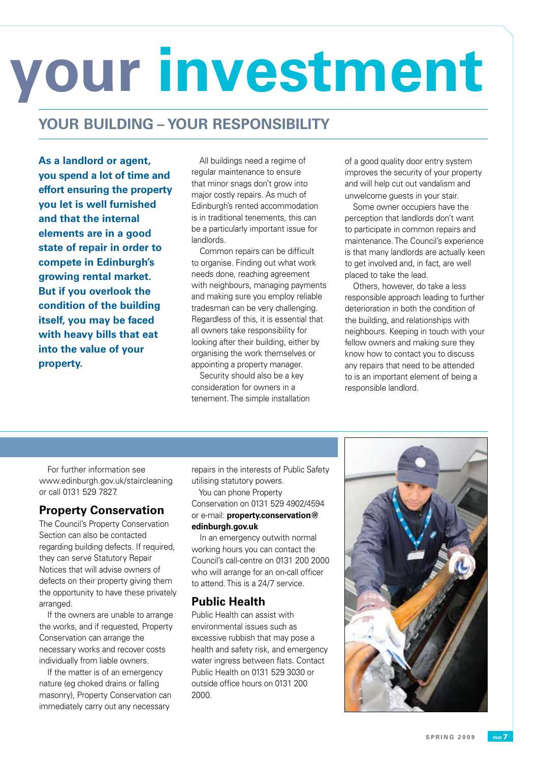# your investment

## YOUR BUILDING – YOUR RESPONSIBILITY

**As a landlord or agent, you spend a lot of time and effort ensuring the property you let is well furnished and that the internal elements are in a good state of repair in order to compete in Edinburgh's growing rental market. But if you overlook the condition of the building itself, you may be faced with heavy bills that eat into the value of your property.**

All buildings need a regime of regular maintenance to ensure that minor snags don't grow into major costly repairs. As much of Edinburgh's rented accommodation is in traditional tenements, this can be a particularly important issue for landlords.

Common repairs can be difficult to organise. Finding out what work needs done, reaching agreement with neighbours, managing payments and making sure you employ reliable tradesman can be very challenging. Regardless of this, it is essential that all owners take responsibility for looking after their building, either by organising the work themselves or appointing a property manager.

Security should also be a key consideration for owners in a tenement. The simple installation of a good quality door entry system improves the security of your property and will help cut out vandalism and unwelcome guests in your stair.

Some owner occupiers have the perception that landlords don't want to participate in common repairs and maintenance. The Council's experience is that many landlords are actually keen to get involved and, in fact, are well placed to take the lead.

Others, however, do take a less responsible approach leading to further deterioration in both the condition of the building, and relationships with neighbours. Keeping in touch with your fellow owners and making sure they know how to contact you to discuss any repairs that need to be attended to is an important element of being a responsible landlord.

For further information see www.edinburgh.gov.uk/staircleaning or call 0131 529 7827.

### Property Conservation

The Council's Property Conservation Section can also be contacted regarding building defects. If required, they can serve Statutory Repair Notices that will advise owners of defects on their property giving them the opportunity to have these privately arranged.

If the owners are unable to arrange the works, and if requested, Property Conservation can arrange the necessary works and recover costs individually from liable owners.

If the matter is of an emergency nature (eg choked drains or falling masonry), Property Conservation can immediately carry out any necessary repairs in the interests of Public Safety utilising statutory powers.

You can phone Property Conservation on 0131 529 4902/4594 or e-mail: **property.conservation@edinburgh.gov.uk**

In an emergency outwith normal working hours you can contact the Council's call-centre on 0131 200 2000 who will arrange for an on-call officer to attend. This is a 24/7 service.

### Public Health

Public Health can assist with environmental issues such as excessive rubbish that may pose a health and safety risk, and emergency water ingress between flats. Contact Public Health on 0131 529 3030 or outside office hours on 0131 200 2000.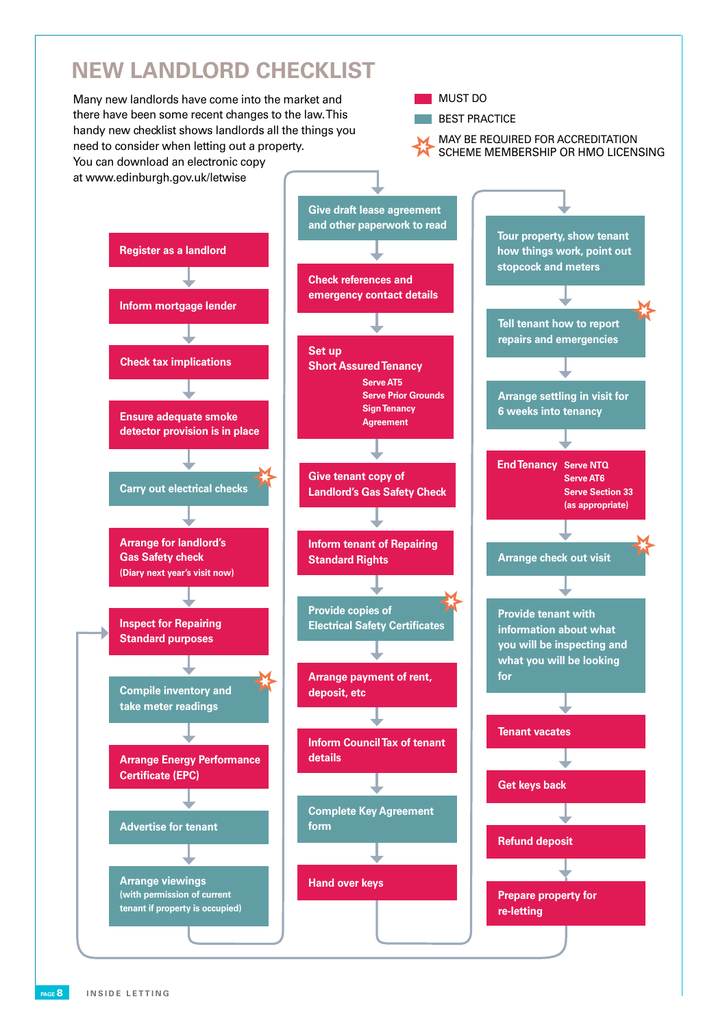# NEW LANDLORD CHECKLIST

Many new landlords have come into the market and there have been some recent changes to the law. This handy new checklist shows landlords all the things you need to consider when letting out a property. You can download an electronic copy at www.edinburgh.gov.uk/letwise

- MUST DO
- BEST PRACTICE
- ✱ MAY BE REQUIRED FOR ACCREDITATION SCHEME MEMBERSHIP OR HMO LICENSING

1. Register as a landlord (MUST DO)
2. Inform mortgage lender (MUST DO)
3. Check tax implications (MUST DO)
4. Ensure adequate smoke detector provision is in place (MUST DO)
5. Carry out electrical checks (BEST PRACTICE) ✱
6. Arrange for landlord's Gas Safety check (Diary next year's visit now) (MUST DO)
7. Inspect for Repairing Standard purposes (MUST DO)
8. Compile inventory and take meter readings (BEST PRACTICE) ✱
9. Arrange Energy Performance Certificate (EPC) (MUST DO)
10. Advertise for tenant (BEST PRACTICE)
11. Arrange viewings (with permission of current tenant if property is occupied) (BEST PRACTICE)
12. Give draft lease agreement and other paperwork to read (BEST PRACTICE)
13. Check references and emergency contact details (MUST DO)
14. Set up Short Assured Tenancy (MUST DO)
    - Serve AT5
    - Serve Prior Grounds
    - Sign Tenancy Agreement
15. Give tenant copy of Landlord's Gas Safety Check (MUST DO)
16. Inform tenant of Repairing Standard Rights (MUST DO)
17. Provide copies of Electrical Safety Certificates (BEST PRACTICE) ✱
18. Arrange payment of rent, deposit, etc (MUST DO)
19. Inform Council Tax of tenant details (MUST DO)
20. Complete Key Agreement form (BEST PRACTICE)
21. Hand over keys (MUST DO)
22. Tour property, show tenant how things work, point out stopcock and meters (BEST PRACTICE)
23. Tell tenant how to report repairs and emergencies (BEST PRACTICE) ✱
24. Arrange settling in visit for 6 weeks into tenancy (BEST PRACTICE)
25. End Tenancy (MUST DO)
    - Serve NTQ
    - Serve AT6
    - Serve Section 33 (as appropriate)
26. Arrange check out visit (BEST PRACTICE) ✱
27. Provide tenant with information about what you will be inspecting and what you will be looking for (BEST PRACTICE)
28. Tenant vacates (MUST DO)
29. Get keys back (MUST DO)
30. Refund deposit (MUST DO)
31. Prepare property for re-letting (MUST DO) → returns to "Inspect for Repairing Standard purposes"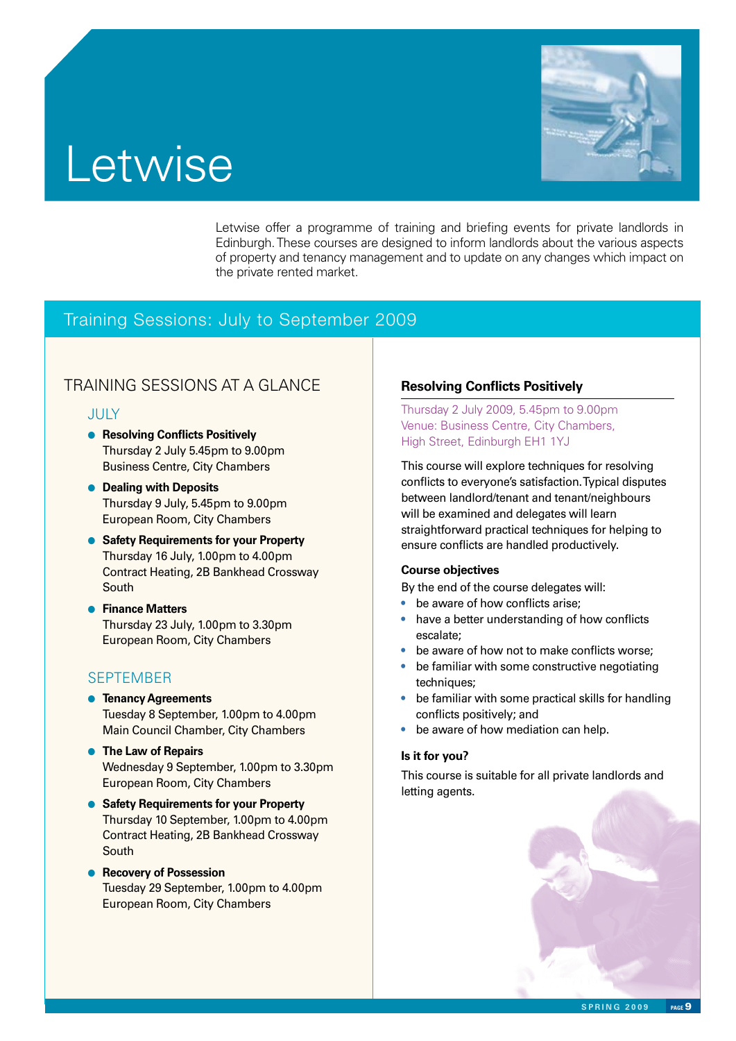# Letwise

Letwise offer a programme of training and briefing events for private landlords in Edinburgh. These courses are designed to inform landlords about the various aspects of property and tenancy management and to update on any changes which impact on the private rented market.

## Training Sessions: July to September 2009

### TRAINING SESSIONS AT A GLANCE

#### JULY

- **Resolving Conflicts Positively**
  Thursday 2 July 5.45pm to 9.00pm
  Business Centre, City Chambers
- **Dealing with Deposits**
  Thursday 9 July, 5.45pm to 9.00pm
  European Room, City Chambers
- **Safety Requirements for your Property**
  Thursday 16 July, 1.00pm to 4.00pm
  Contract Heating, 2B Bankhead Crossway South
- **Finance Matters**
  Thursday 23 July, 1.00pm to 3.30pm
  European Room, City Chambers

#### SEPTEMBER

- **Tenancy Agreements**
  Tuesday 8 September, 1.00pm to 4.00pm
  Main Council Chamber, City Chambers
- **The Law of Repairs**
  Wednesday 9 September, 1.00pm to 3.30pm
  European Room, City Chambers
- **Safety Requirements for your Property**
  Thursday 10 September, 1.00pm to 4.00pm
  Contract Heating, 2B Bankhead Crossway South
- **Recovery of Possession**
  Tuesday 29 September, 1.00pm to 4.00pm
  European Room, City Chambers

### Resolving Conflicts Positively

Thursday 2 July 2009, 5.45pm to 9.00pm
Venue: Business Centre, City Chambers,
High Street, Edinburgh EH1 1YJ

This course will explore techniques for resolving conflicts to everyone's satisfaction. Typical disputes between landlord/tenant and tenant/neighbours will be examined and delegates will learn straightforward practical techniques for helping to ensure conflicts are handled productively.

**Course objectives**

By the end of the course delegates will:

- be aware of how conflicts arise;
- have a better understanding of how conflicts escalate;
- be aware of how not to make conflicts worse;
- be familiar with some constructive negotiating techniques;
- be familiar with some practical skills for handling conflicts positively; and
- be aware of how mediation can help.

**Is it for you?**

This course is suitable for all private landlords and letting agents.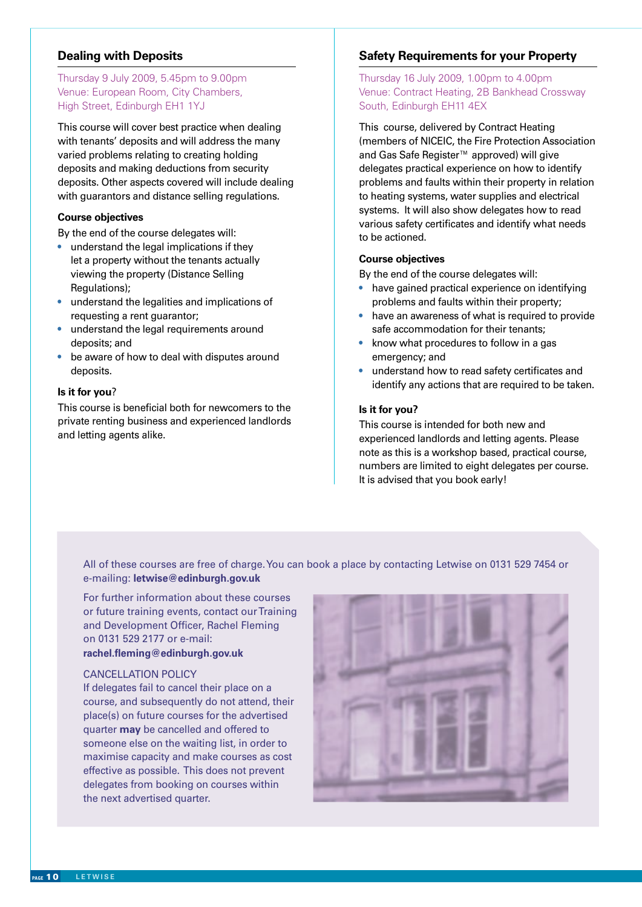## Dealing with Deposits

Thursday 9 July 2009, 5.45pm to 9.00pm
Venue: European Room, City Chambers, High Street, Edinburgh EH1 1YJ

This course will cover best practice when dealing with tenants' deposits and will address the many varied problems relating to creating holding deposits and making deductions from security deposits. Other aspects covered will include dealing with guarantors and distance selling regulations.

### Course objectives

By the end of the course delegates will:

- understand the legal implications if they let a property without the tenants actually viewing the property (Distance Selling Regulations);
- understand the legalities and implications of requesting a rent guarantor;
- understand the legal requirements around deposits; and
- be aware of how to deal with disputes around deposits.

### Is it for you?

This course is beneficial both for newcomers to the private renting business and experienced landlords and letting agents alike.

## Safety Requirements for your Property

Thursday 16 July 2009, 1.00pm to 4.00pm
Venue: Contract Heating, 2B Bankhead Crossway South, Edinburgh EH11 4EX

This course, delivered by Contract Heating (members of NICEIC, the Fire Protection Association and Gas Safe Register™ approved) will give delegates practical experience on how to identify problems and faults within their property in relation to heating systems, water supplies and electrical systems. It will also show delegates how to read various safety certificates and identify what needs to be actioned.

### Course objectives

By the end of the course delegates will:

- have gained practical experience on identifying problems and faults within their property;
- have an awareness of what is required to provide safe accommodation for their tenants;
- know what procedures to follow in a gas emergency; and
- understand how to read safety certificates and identify any actions that are required to be taken.

### Is it for you?

This course is intended for both new and experienced landlords and letting agents. Please note as this is a workshop based, practical course, numbers are limited to eight delegates per course. It is advised that you book early!

All of these courses are free of charge. You can book a place by contacting Letwise on 0131 529 7454 or e-mailing: **letwise@edinburgh.gov.uk**

For further information about these courses or future training events, contact our Training and Development Officer, Rachel Fleming on 0131 529 2177 or e-mail: **rachel.fleming@edinburgh.gov.uk**

CANCELLATION POLICY
If delegates fail to cancel their place on a course, and subsequently do not attend, their place(s) on future courses for the advertised quarter **may** be cancelled and offered to someone else on the waiting list, in order to maximise capacity and make courses as cost effective as possible. This does not prevent delegates from booking on courses within the next advertised quarter.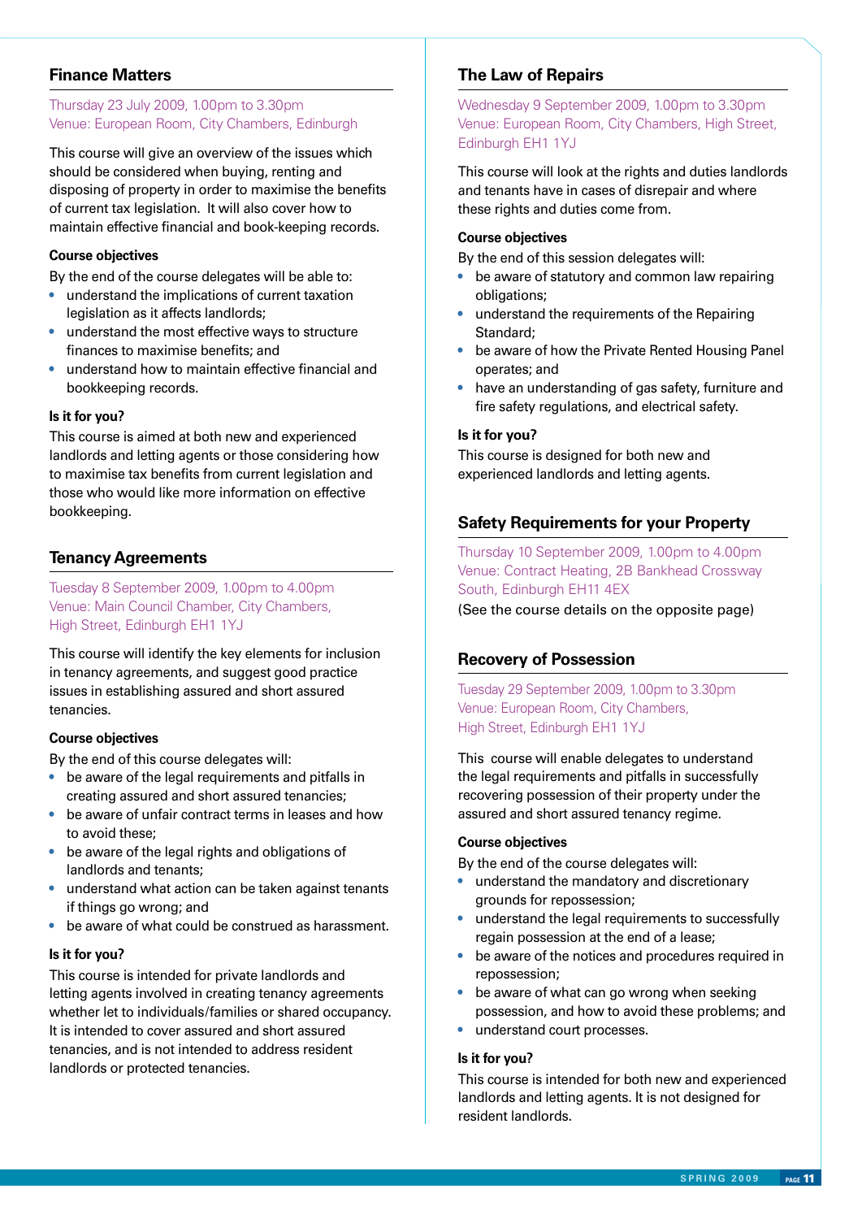## Finance Matters

Thursday 23 July 2009, 1.00pm to 3.30pm
Venue: European Room, City Chambers, Edinburgh

This course will give an overview of the issues which should be considered when buying, renting and disposing of property in order to maximise the benefits of current tax legislation. It will also cover how to maintain effective financial and book-keeping records.

### Course objectives

By the end of the course delegates will be able to:

- understand the implications of current taxation legislation as it affects landlords;
- understand the most effective ways to structure finances to maximise benefits; and
- understand how to maintain effective financial and bookkeeping records.

### Is it for you?

This course is aimed at both new and experienced landlords and letting agents or those considering how to maximise tax benefits from current legislation and those who would like more information on effective bookkeeping.

## Tenancy Agreements

Tuesday 8 September 2009, 1.00pm to 4.00pm
Venue: Main Council Chamber, City Chambers, High Street, Edinburgh EH1 1YJ

This course will identify the key elements for inclusion in tenancy agreements, and suggest good practice issues in establishing assured and short assured tenancies.

### Course objectives

By the end of this course delegates will:

- be aware of the legal requirements and pitfalls in creating assured and short assured tenancies;
- be aware of unfair contract terms in leases and how to avoid these;
- be aware of the legal rights and obligations of landlords and tenants;
- understand what action can be taken against tenants if things go wrong; and
- be aware of what could be construed as harassment.

### Is it for you?

This course is intended for private landlords and letting agents involved in creating tenancy agreements whether let to individuals/families or shared occupancy. It is intended to cover assured and short assured tenancies, and is not intended to address resident landlords or protected tenancies.

## The Law of Repairs

Wednesday 9 September 2009, 1.00pm to 3.30pm
Venue: European Room, City Chambers, High Street, Edinburgh EH1 1YJ

This course will look at the rights and duties landlords and tenants have in cases of disrepair and where these rights and duties come from.

### Course objectives

By the end of this session delegates will:

- be aware of statutory and common law repairing obligations;
- understand the requirements of the Repairing Standard;
- be aware of how the Private Rented Housing Panel operates; and
- have an understanding of gas safety, furniture and fire safety regulations, and electrical safety.

### Is it for you?

This course is designed for both new and experienced landlords and letting agents.

## Safety Requirements for your Property

Thursday 10 September 2009, 1.00pm to 4.00pm
Venue: Contract Heating, 2B Bankhead Crossway South, Edinburgh EH11 4EX

(See the course details on the opposite page)

## Recovery of Possession

Tuesday 29 September 2009, 1.00pm to 3.30pm
Venue: European Room, City Chambers, High Street, Edinburgh EH1 1YJ

This course will enable delegates to understand the legal requirements and pitfalls in successfully recovering possession of their property under the assured and short assured tenancy regime.

### Course objectives

By the end of the course delegates will:

- understand the mandatory and discretionary grounds for repossession;
- understand the legal requirements to successfully regain possession at the end of a lease;
- be aware of the notices and procedures required in repossession;
- be aware of what can go wrong when seeking possession, and how to avoid these problems; and
- understand court processes.

### Is it for you?

This course is intended for both new and experienced landlords and letting agents. It is not designed for resident landlords.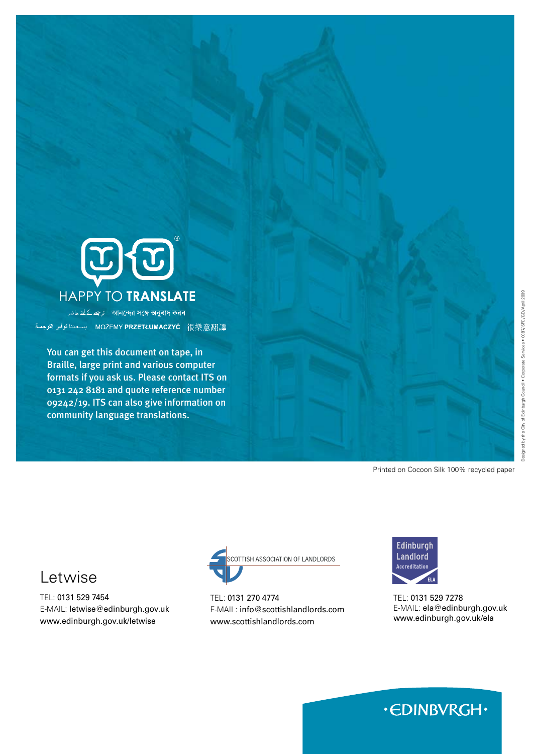HAPPY TO **TRANSLATE**

ترجمے کیلئے حاضر আনন্দের সঙ্গে অনুবাদ করব

يسعدنا توفير الترجمة MOŻEMY **PRZETŁUMACZYĆ** 很樂意翻譯

**You can get this document on tape, in Braille, large print and various computer formats if you ask us. Please contact ITS on 0131 242 8181 and quote reference number 09242/19. ITS can also give information on community language translations.**

Printed on Cocoon Silk 100% recycled paper

Designed by the City of Edinburgh Council • Corporate Services • 0087/SPC/GD/April 2009

## Letwise

TEL: 0131 529 7454
E-MAIL: letwise@edinburgh.gov.uk
www.edinburgh.gov.uk/letwise

SCOTTISH ASSOCIATION OF LANDLORDS

TEL: 0131 270 4774
E-MAIL: info@scottishlandlords.com
www.scottishlandlords.com

Edinburgh Landlord Accreditation
ELA

TEL: 0131 529 7278
E-MAIL: ela@edinburgh.gov.uk
www.edinburgh.gov.uk/ela

•EDINBVRGH•